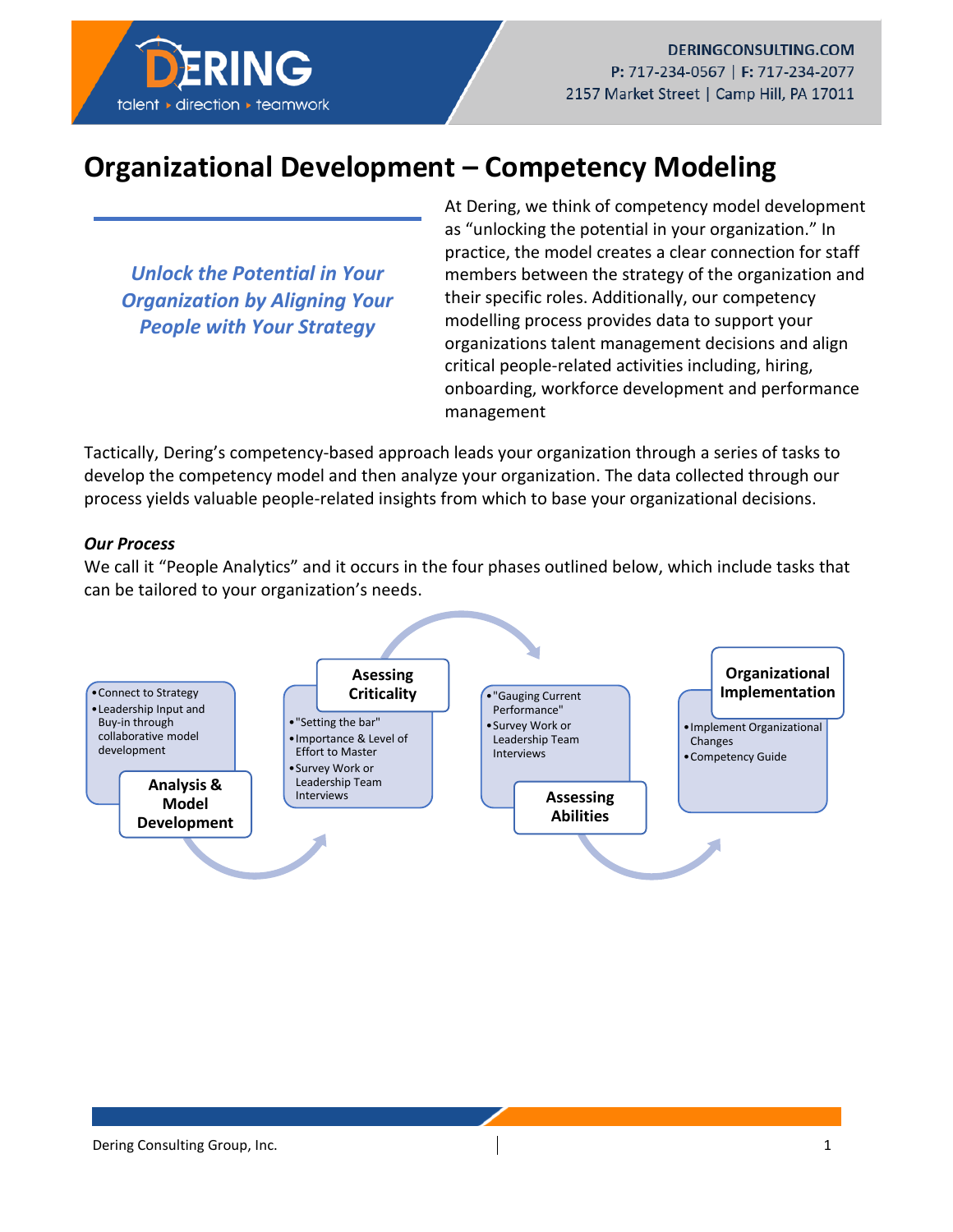# Organizational Development – Competency Modeling

***Unlock the Potential in Your Organization by Aligning Your People with Your Strategy***

At Dering, we think of competency model development as "unlocking the potential in your organization." In practice, the model creates a clear connection for staff members between the strategy of the organization and their specific roles. Additionally, our competency modelling process provides data to support your organizations talent management decisions and align critical people-related activities including, hiring, onboarding, workforce development and performance management

Tactically, Dering's competency-based approach leads your organization through a series of tasks to develop the competency model and then analyze your organization. The data collected through our process yields valuable people-related insights from which to base your organizational decisions.

***Our Process***

We call it "People Analytics" and it occurs in the four phases outlined below, which include tasks that can be tailored to your organization's needs.

**Analysis & Model Development**

- Connect to Strategy
- Leadership Input and Buy-in through collaborative model development

**Asessing Criticality**

- "Setting the bar"
- Importance & Level of Effort to Master
- Survey Work or Leadership Team Interviews

**Assessing Abilities**

- "Gauging Current Performance"
- Survey Work or Leadership Team Interviews

**Organizational Implementation**

- Implement Organizational Changes
- Competency Guide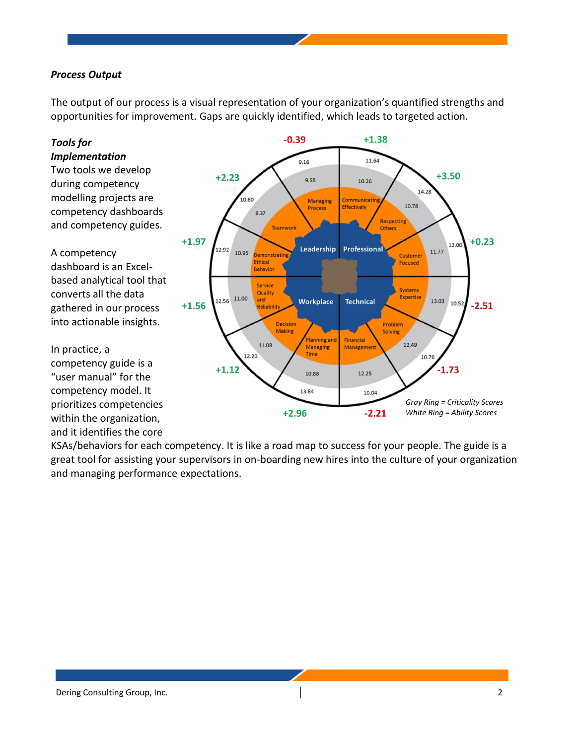***Process Output***

The output of our process is a visual representation of your organization's quantified strengths and opportunities for improvement. Gaps are quickly identified, which leads to targeted action.

***Tools for Implementation***

Two tools we develop during competency modelling projects are competency dashboards and competency guides.

A competency dashboard is an Excel-based analytical tool that converts all the data gathered in our process into actionable insights.

In practice, a competency guide is a "user manual" for the competency model. It prioritizes competencies within the organization, and it identifies the core KSAs/behaviors for each competency. It is like a road map to success for your people. The guide is a great tool for assisting your supervisors in on-boarding new hires into the culture of your organization and managing performance expectations.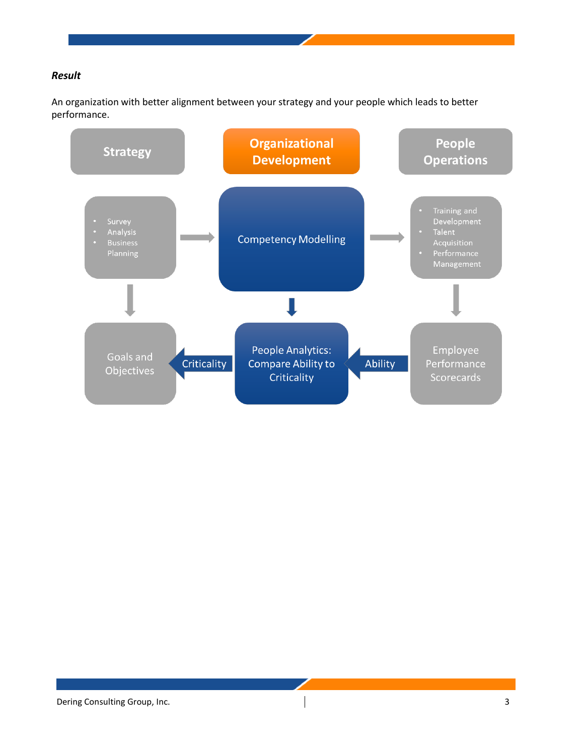***Result***

An organization with better alignment between your strategy and your people which leads to better performance.

Strategy

Organizational Development

People Operations

- Survey
- Analysis
- Business Planning

Competency Modelling

- Training and Development
- Talent Acquisition
- Performance Management

Goals and Objectives

Criticality

People Analytics: Compare Ability to Criticality

Ability

Employee Performance Scorecards